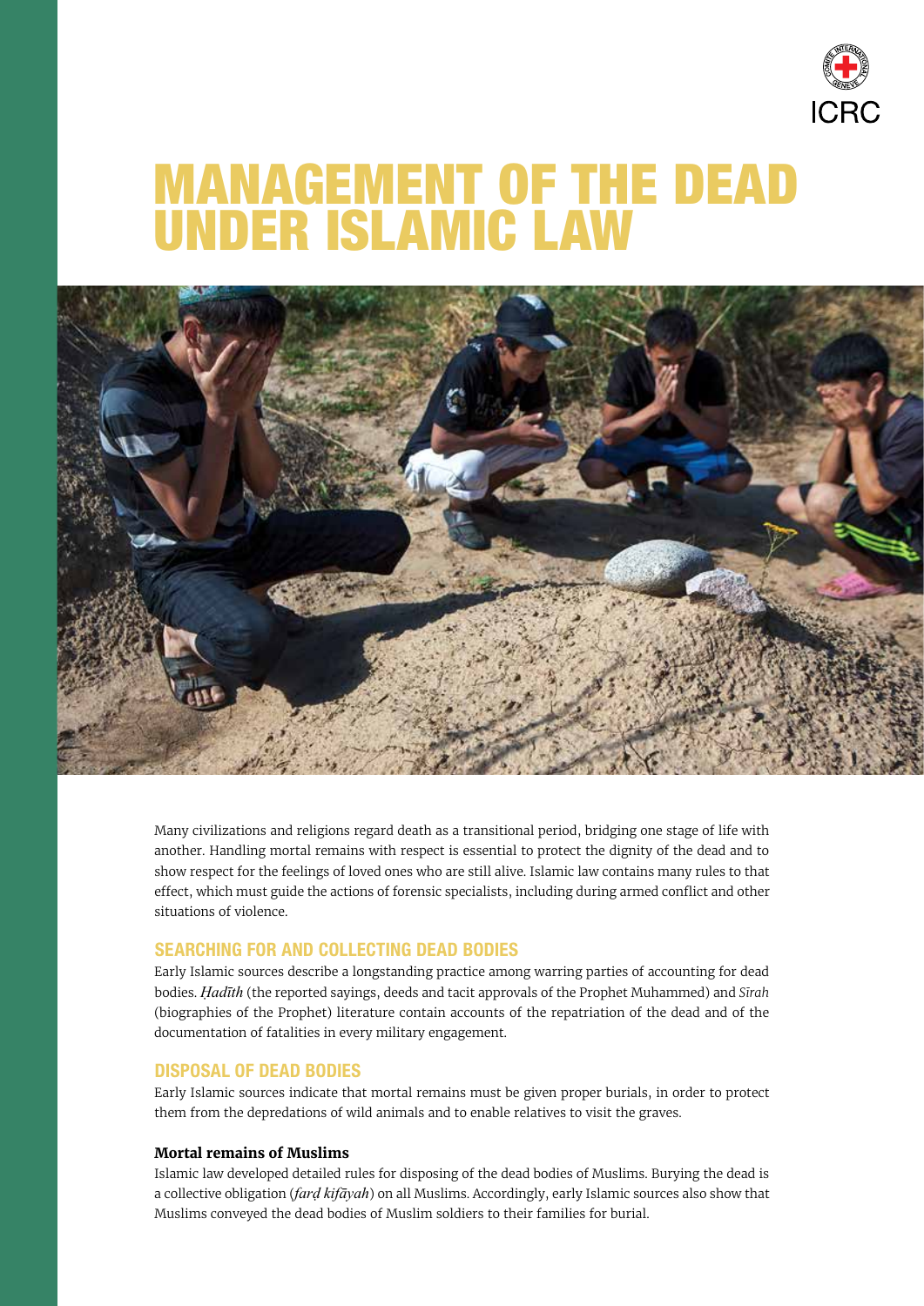# MANAGEMENT OF THE DEAD UNDER ISLAMIC LAW

Many civilizations and religions regard death as a transitional period, bridging one stage of life with another. Handling mortal remains with respect is essential to protect the dignity of the dead and to show respect for the feelings of loved ones who are still alive. Islamic law contains many rules to that effect, which must guide the actions of forensic specialists, including during armed conflict and other situations of violence.

## SEARCHING FOR AND COLLECTING DEAD BODIES

Early Islamic sources describe a longstanding practice among warring parties of accounting for dead bodies. *Ḥadīth* (the reported sayings, deeds and tacit approvals of the Prophet Muhammed) and *Sīrah* (biographies of the Prophet) literature contain accounts of the repatriation of the dead and of the documentation of fatalities in every military engagement.

## DISPOSAL OF DEAD BODIES

Early Islamic sources indicate that mortal remains must be given proper burials, in order to protect them from the depredations of wild animals and to enable relatives to visit the graves.

### Mortal remains of Muslims

Islamic law developed detailed rules for disposing of the dead bodies of Muslims. Burying the dead is a collective obligation (*farḍ kifāyah*) on all Muslims. Accordingly, early Islamic sources also show that Muslims conveyed the dead bodies of Muslim soldiers to their families for burial.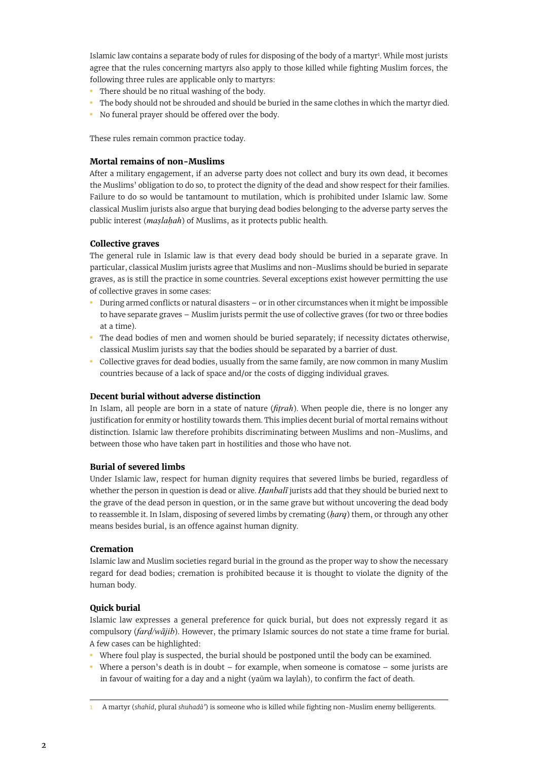Islamic law contains a separate body of rules for disposing of the body of a martyr[1]. While most jurists agree that the rules concerning martyrs also apply to those killed while fighting Muslim forces, the following three rules are applicable only to martyrs:

- There should be no ritual washing of the body.
- The body should not be shrouded and should be buried in the same clothes in which the martyr died.
- No funeral prayer should be offered over the body.

These rules remain common practice today.

### Mortal remains of non-Muslims

After a military engagement, if an adverse party does not collect and bury its own dead, it becomes the Muslims' obligation to do so, to protect the dignity of the dead and show respect for their families. Failure to do so would be tantamount to mutilation, which is prohibited under Islamic law. Some classical Muslim jurists also argue that burying dead bodies belonging to the adverse party serves the public interest (*maṣlaḥah*) of Muslims, as it protects public health.

### Collective graves

The general rule in Islamic law is that every dead body should be buried in a separate grave. In particular, classical Muslim jurists agree that Muslims and non-Muslims should be buried in separate graves, as is still the practice in some countries. Several exceptions exist however permitting the use of collective graves in some cases:

- During armed conflicts or natural disasters – or in other circumstances when it might be impossible to have separate graves – Muslim jurists permit the use of collective graves (for two or three bodies at a time).
- The dead bodies of men and women should be buried separately; if necessity dictates otherwise, classical Muslim jurists say that the bodies should be separated by a barrier of dust.
- Collective graves for dead bodies, usually from the same family, are now common in many Muslim countries because of a lack of space and/or the costs of digging individual graves.

### Decent burial without adverse distinction

In Islam, all people are born in a state of nature (*fiṭrah*). When people die, there is no longer any justification for enmity or hostility towards them. This implies decent burial of mortal remains without distinction. Islamic law therefore prohibits discriminating between Muslims and non-Muslims, and between those who have taken part in hostilities and those who have not.

### Burial of severed limbs

Under Islamic law, respect for human dignity requires that severed limbs be buried, regardless of whether the person in question is dead or alive. *Ḥanbalī* jurists add that they should be buried next to the grave of the dead person in question, or in the same grave but without uncovering the dead body to reassemble it. In Islam, disposing of severed limbs by cremating (*ḥarq*) them, or through any other means besides burial, is an offence against human dignity.

### Cremation

Islamic law and Muslim societies regard burial in the ground as the proper way to show the necessary regard for dead bodies; cremation is prohibited because it is thought to violate the dignity of the human body.

### Quick burial

Islamic law expresses a general preference for quick burial, but does not expressly regard it as compulsory (*farḍ/wājib*). However, the primary Islamic sources do not state a time frame for burial. A few cases can be highlighted:

- Where foul play is suspected, the burial should be postponed until the body can be examined.
- Where a person's death is in doubt – for example, when someone is comatose – some jurists are in favour of waiting for a day and a night (yaūm wa laylah), to confirm the fact of death.

---

[1] A martyr (*shahīd*, plural *shuhadā'*) is someone who is killed while fighting non-Muslim enemy belligerents.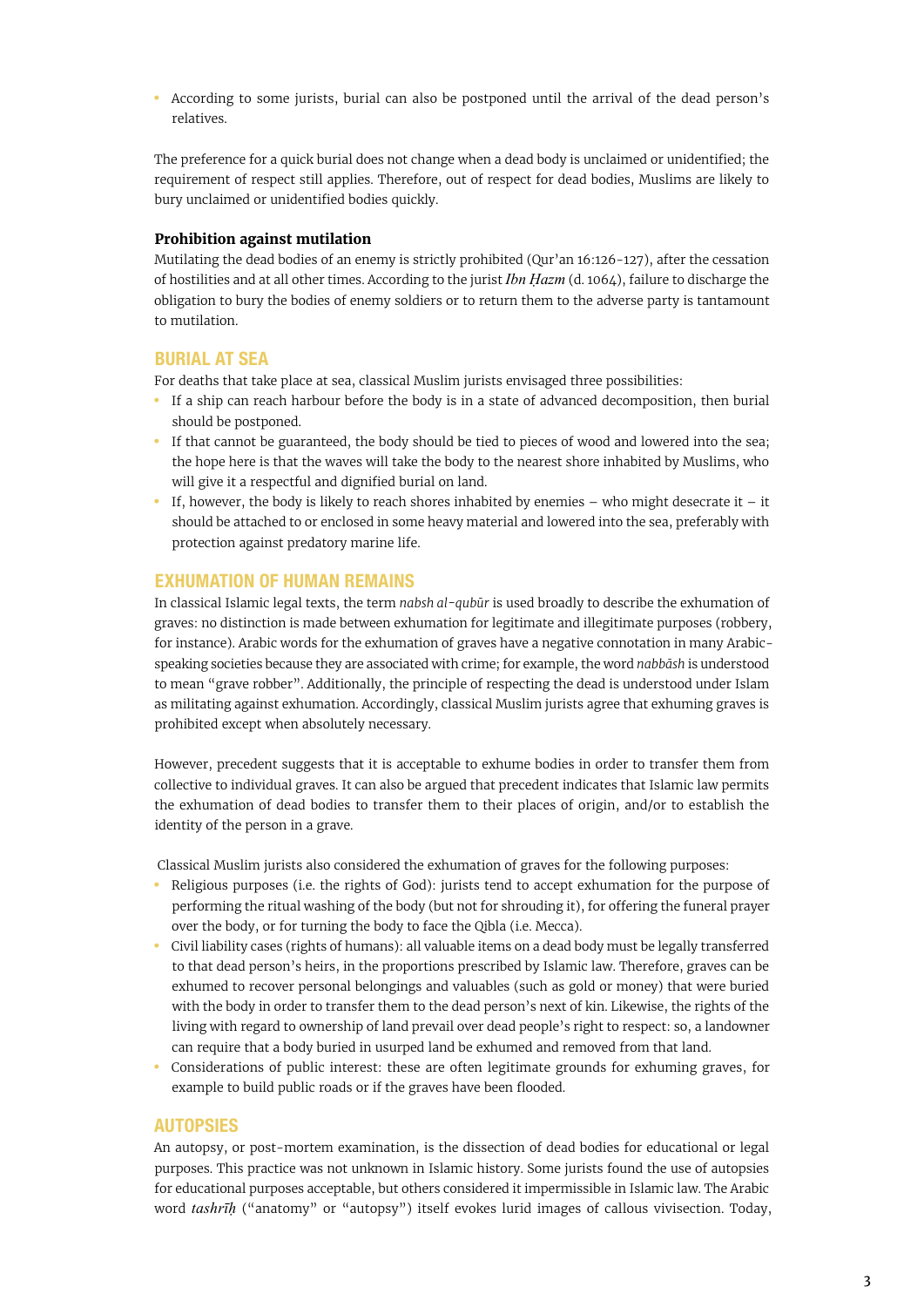- According to some jurists, burial can also be postponed until the arrival of the dead person's relatives.

The preference for a quick burial does not change when a dead body is unclaimed or unidentified; the requirement of respect still applies. Therefore, out of respect for dead bodies, Muslims are likely to bury unclaimed or unidentified bodies quickly.

#### Prohibition against mutilation

Mutilating the dead bodies of an enemy is strictly prohibited (Qur'an 16:126-127), after the cessation of hostilities and at all other times. According to the jurist *Ibn Ḥazm* (d. 1064), failure to discharge the obligation to bury the bodies of enemy soldiers or to return them to the adverse party is tantamount to mutilation.

## BURIAL AT SEA

For deaths that take place at sea, classical Muslim jurists envisaged three possibilities:

- If a ship can reach harbour before the body is in a state of advanced decomposition, then burial should be postponed.
- If that cannot be guaranteed, the body should be tied to pieces of wood and lowered into the sea; the hope here is that the waves will take the body to the nearest shore inhabited by Muslims, who will give it a respectful and dignified burial on land.
- If, however, the body is likely to reach shores inhabited by enemies – who might desecrate it – it should be attached to or enclosed in some heavy material and lowered into the sea, preferably with protection against predatory marine life.

## EXHUMATION OF HUMAN REMAINS

In classical Islamic legal texts, the term *nabsh al-qubūr* is used broadly to describe the exhumation of graves: no distinction is made between exhumation for legitimate and illegitimate purposes (robbery, for instance). Arabic words for the exhumation of graves have a negative connotation in many Arabic-speaking societies because they are associated with crime; for example, the word *nabbāsh* is understood to mean "grave robber". Additionally, the principle of respecting the dead is understood under Islam as militating against exhumation. Accordingly, classical Muslim jurists agree that exhuming graves is prohibited except when absolutely necessary.

However, precedent suggests that it is acceptable to exhume bodies in order to transfer them from collective to individual graves. It can also be argued that precedent indicates that Islamic law permits the exhumation of dead bodies to transfer them to their places of origin, and/or to establish the identity of the person in a grave.

Classical Muslim jurists also considered the exhumation of graves for the following purposes:

- Religious purposes (i.e. the rights of God): jurists tend to accept exhumation for the purpose of performing the ritual washing of the body (but not for shrouding it), for offering the funeral prayer over the body, or for turning the body to face the Qibla (i.e. Mecca).
- Civil liability cases (rights of humans): all valuable items on a dead body must be legally transferred to that dead person's heirs, in the proportions prescribed by Islamic law. Therefore, graves can be exhumed to recover personal belongings and valuables (such as gold or money) that were buried with the body in order to transfer them to the dead person's next of kin. Likewise, the rights of the living with regard to ownership of land prevail over dead people's right to respect: so, a landowner can require that a body buried in usurped land be exhumed and removed from that land.
- Considerations of public interest: these are often legitimate grounds for exhuming graves, for example to build public roads or if the graves have been flooded.

## AUTOPSIES

An autopsy, or post-mortem examination, is the dissection of dead bodies for educational or legal purposes. This practice was not unknown in Islamic history. Some jurists found the use of autopsies for educational purposes acceptable, but others considered it impermissible in Islamic law. The Arabic word *tashrīḥ* ("anatomy" or "autopsy") itself evokes lurid images of callous vivisection. Today,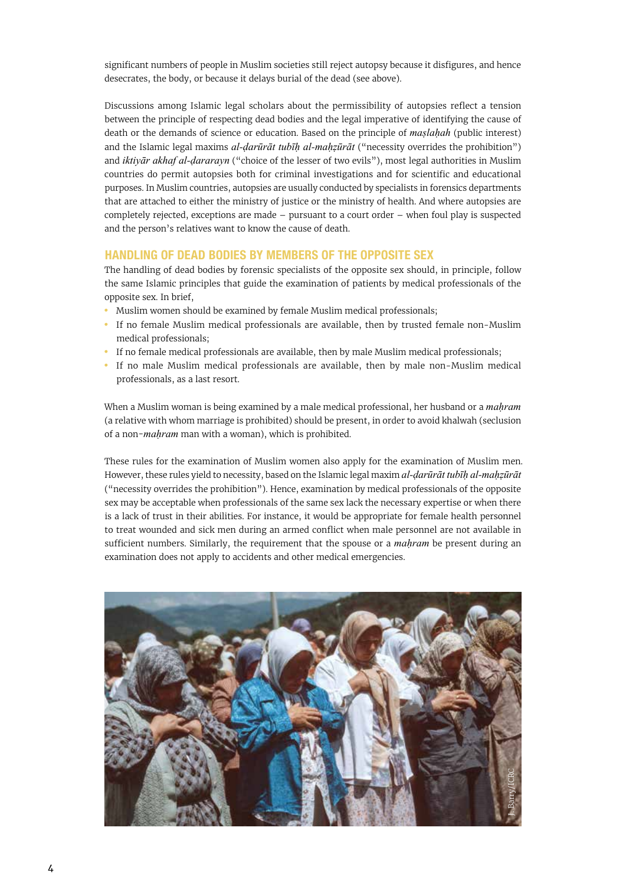significant numbers of people in Muslim societies still reject autopsy because it disfigures, and hence desecrates, the body, or because it delays burial of the dead (see above).

Discussions among Islamic legal scholars about the permissibility of autopsies reflect a tension between the principle of respecting dead bodies and the legal imperative of identifying the cause of death or the demands of science or education. Based on the principle of *maṣlaḥah* (public interest) and the Islamic legal maxims *al-ḍarūrāt tubīḥ al-maḥẓūrāt* ("necessity overrides the prohibition") and *iktiyār akhaf al-ḍararayn* ("choice of the lesser of two evils"), most legal authorities in Muslim countries do permit autopsies both for criminal investigations and for scientific and educational purposes. In Muslim countries, autopsies are usually conducted by specialists in forensics departments that are attached to either the ministry of justice or the ministry of health. And where autopsies are completely rejected, exceptions are made – pursuant to a court order – when foul play is suspected and the person's relatives want to know the cause of death.

## HANDLING OF DEAD BODIES BY MEMBERS OF THE OPPOSITE SEX

The handling of dead bodies by forensic specialists of the opposite sex should, in principle, follow the same Islamic principles that guide the examination of patients by medical professionals of the opposite sex. In brief,

- Muslim women should be examined by female Muslim medical professionals;
- If no female Muslim medical professionals are available, then by trusted female non-Muslim medical professionals;
- If no female medical professionals are available, then by male Muslim medical professionals;
- If no male Muslim medical professionals are available, then by male non-Muslim medical professionals, as a last resort.

When a Muslim woman is being examined by a male medical professional, her husband or a *maḥram* (a relative with whom marriage is prohibited) should be present, in order to avoid khalwah (seclusion of a non-*maḥram* man with a woman), which is prohibited.

These rules for the examination of Muslim women also apply for the examination of Muslim men. However, these rules yield to necessity, based on the Islamic legal maxim *al-ḍarūrāt tubīḥ al-maḥẓūrāt* ("necessity overrides the prohibition"). Hence, examination by medical professionals of the opposite sex may be acceptable when professionals of the same sex lack the necessary expertise or when there is a lack of trust in their abilities. For instance, it would be appropriate for female health personnel to treat wounded and sick men during an armed conflict when male personnel are not available in sufficient numbers. Similarly, the requirement that the spouse or a *maḥram* be present during an examination does not apply to accidents and other medical emergencies.

J. Barry/ICRC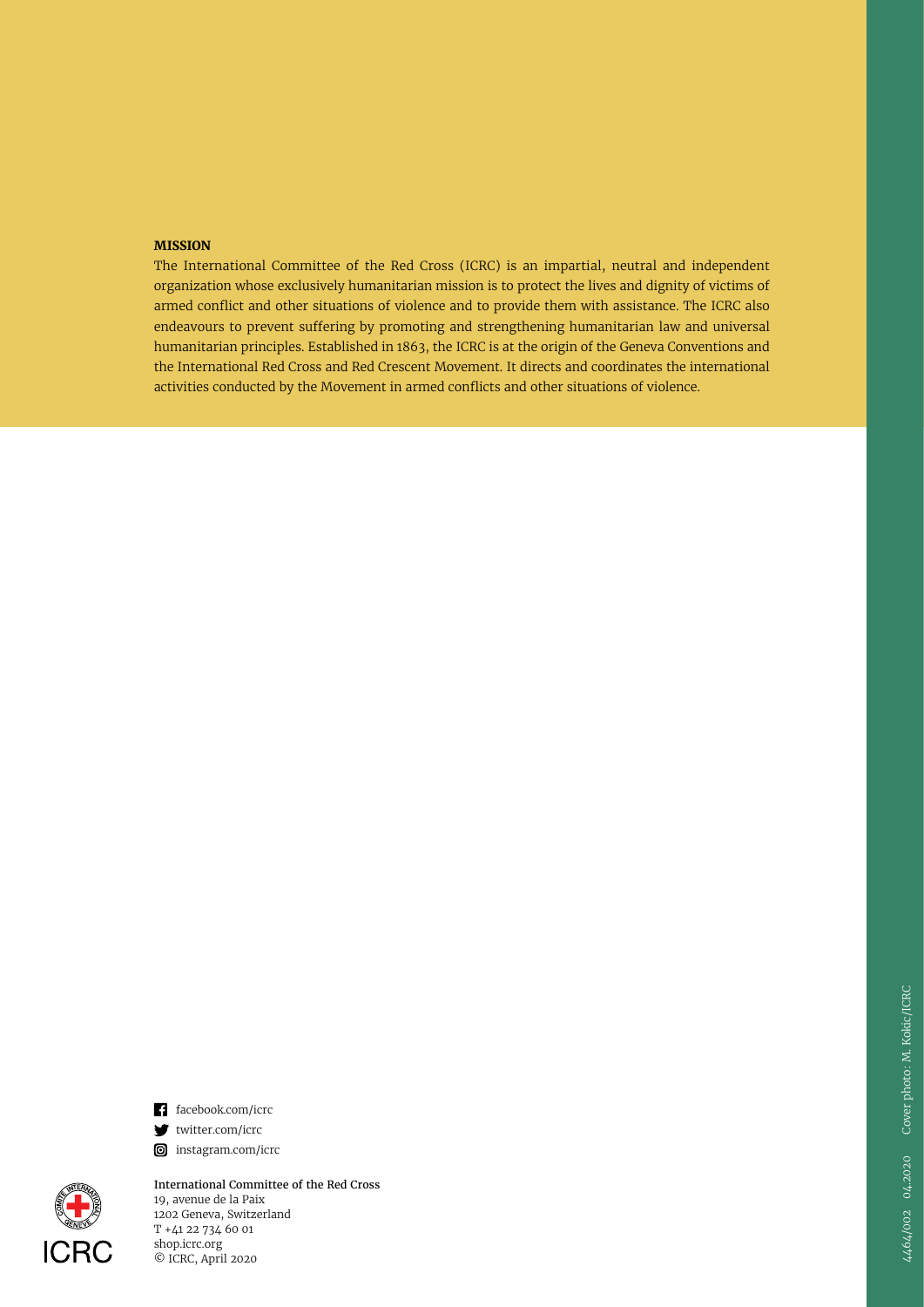**MISSION**

The International Committee of the Red Cross (ICRC) is an impartial, neutral and independent organization whose exclusively humanitarian mission is to protect the lives and dignity of victims of armed conflict and other situations of violence and to provide them with assistance. The ICRC also endeavours to prevent suffering by promoting and strengthening humanitarian law and universal humanitarian principles. Established in 1863, the ICRC is at the origin of the Geneva Conventions and the International Red Cross and Red Crescent Movement. It directs and coordinates the international activities conducted by the Movement in armed conflicts and other situations of violence.

facebook.com/icrc
twitter.com/icrc
instagram.com/icrc

ICRC

International Committee of the Red Cross
19, avenue de la Paix
1202 Geneva, Switzerland
T +41 22 734 60 01
shop.icrc.org
© ICRC, April 2020

4464/002 04.2020 Cover photo: M. Kokic/ICRC